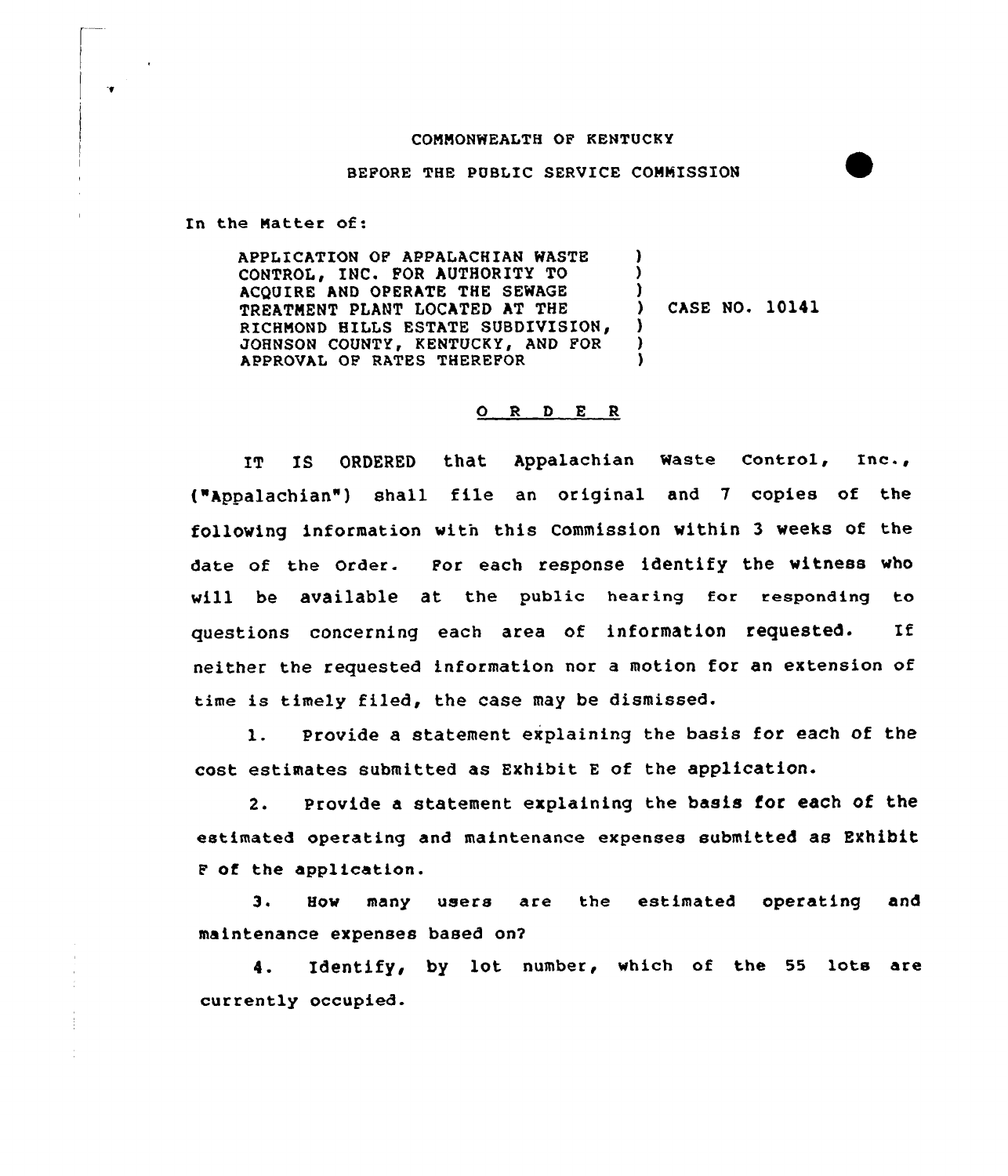COMMONWEALTH OF KENTUCKY

BEFORE THE PUBLIC SERVICE COMMISSION

In the Matter of:

| | | |
|---|---|---|
| APPLICATION OF APPALACHIAN WASTE CONTROL, INC. FOR AUTHORITY TO ACQUIRE AND OPERATE THE SEWAGE TREATMENT PLANT LOCATED AT THE RICHMOND HILLS ESTATE SUBDIVISION, JOHNSON COUNTY, KENTUCKY, AND FOR APPROVAL OF RATES THEREFOR | ) | CASE NO. 10141 |

## O R D E R

IT IS ORDERED that Appalachian Waste Control, Inc., ("Appalachian") shall file an original and 7 copies of the following information with this Commission within 3 weeks of the date of the Order. For each response identify the witness who will be available at the public hearing for responding to questions concerning each area of information requested. If neither the requested information nor a motion for an extension of time is timely filed, the case may be dismissed.

1. Provide a statement explaining the basis for each of the cost estimates submitted as Exhibit E of the application.

2. Provide a statement explaining the basis for each of the estimated operating and maintenance expenses submitted as Exhibit F of the application.

3. How many users are the estimated operating and maintenance expenses based on?

4. Identify, by lot number, which of the 55 lots are currently occupied.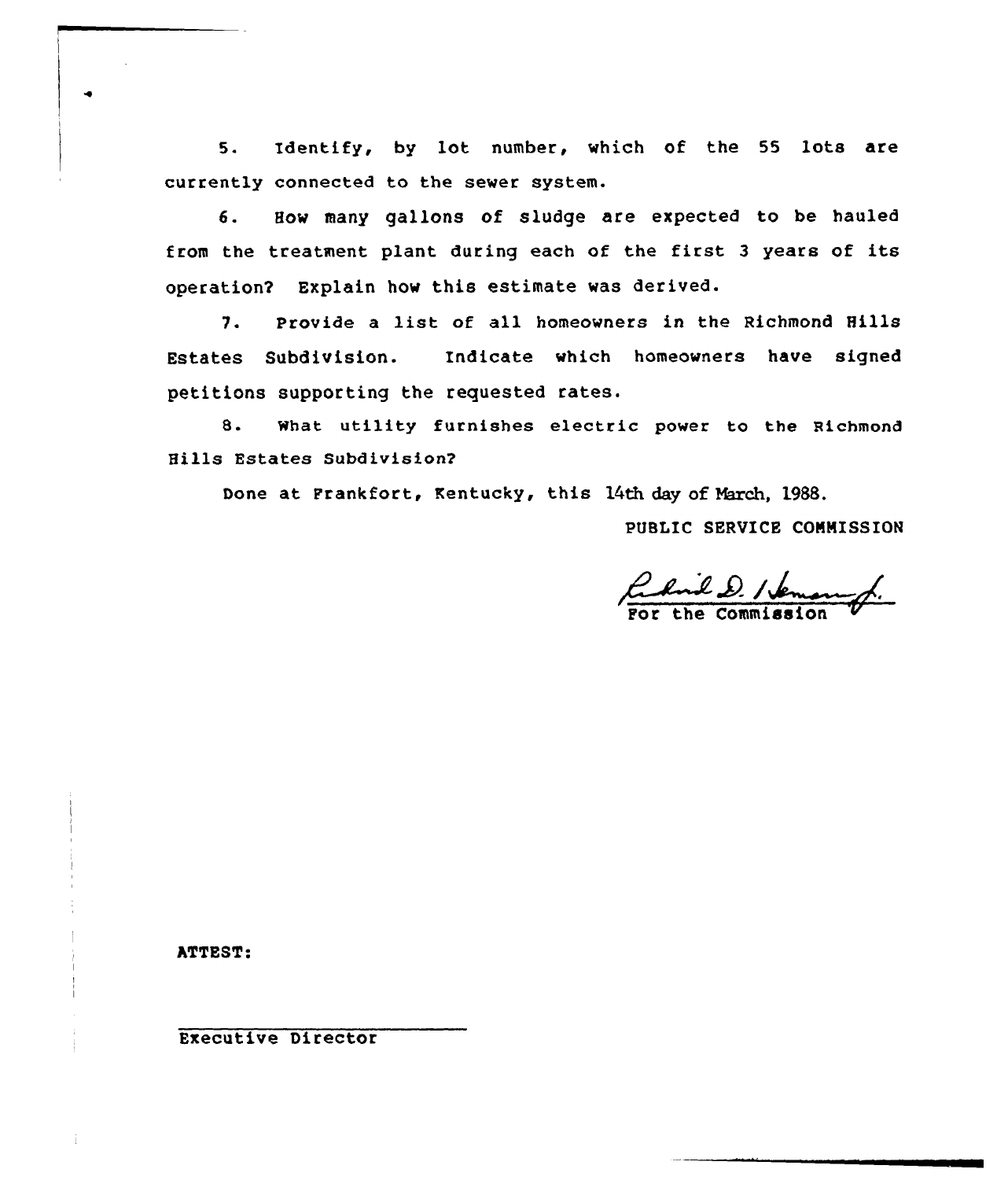5. Identify, by lot number, which of the 55 lots are currently connected to the sewer system.

6. How many gallons of sludge are expected to be hauled from the treatment plant during each of the first 3 years of its operation? Explain how this estimate was derived.

7. Provide a list of all homeowners in the Richmond Hills Estates Subdivision. Indicate which homeowners have signed petitions supporting the requested rates.

8. What utility furnishes electric power to the Richmond Hills Estates Subdivision?

Done at Frankfort, Kentucky, this 14th day of March, 1988.

PUBLIC SERVICE COMMISSION

For the Commission

ATTEST:

Executive Director